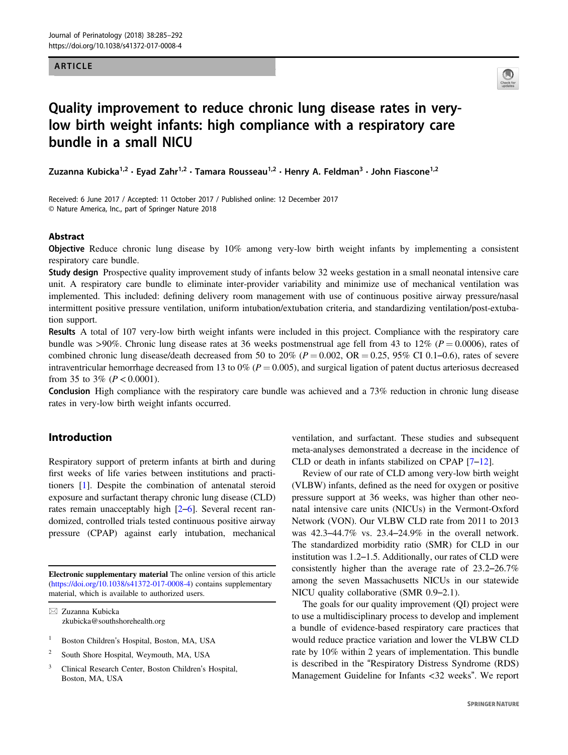ARTICLE

# Quality improvement to reduce chronic lung disease rates in very-low birth weight infants: high compliance with a respiratory care bundle in a small NICU

Zuzanna Kubicka[1,2] · Eyad Zahr[1,2] · Tamara Rousseau[1,2] · Henry A. Feldman[3] · John Fiascone[1,2]

Received: 6 June 2017 / Accepted: 11 October 2017 / Published online: 12 December 2017
© Nature America, Inc., part of Springer Nature 2018

## Abstract

**Objective** Reduce chronic lung disease by 10% among very-low birth weight infants by implementing a consistent respiratory care bundle.

**Study design** Prospective quality improvement study of infants below 32 weeks gestation in a small neonatal intensive care unit. A respiratory care bundle to eliminate inter-provider variability and minimize use of mechanical ventilation was implemented. This included: defining delivery room management with use of continuous positive airway pressure/nasal intermittent positive pressure ventilation, uniform intubation/extubation criteria, and standardizing ventilation/post-extubation support.

**Results** A total of 107 very-low birth weight infants were included in this project. Compliance with the respiratory care bundle was >90%. Chronic lung disease rates at 36 weeks postmenstrual age fell from 43 to 12% ($P = 0.0006$), rates of combined chronic lung disease/death decreased from 50 to 20% ($P = 0.002$, OR = 0.25, 95% CI 0.1–0.6), rates of severe intraventricular hemorrhage decreased from 13 to 0% ($P = 0.005$), and surgical ligation of patent ductus arteriosus decreased from 35 to 3% ($P < 0.0001$).

**Conclusion** High compliance with the respiratory care bundle was achieved and a 73% reduction in chronic lung disease rates in very-low birth weight infants occurred.

## Introduction

Respiratory support of preterm infants at birth and during first weeks of life varies between institutions and practitioners [1]. Despite the combination of antenatal steroid exposure and surfactant therapy chronic lung disease (CLD) rates remain unacceptably high [2–6]. Several recent randomized, controlled trials tested continuous positive airway pressure (CPAP) against early intubation, mechanical ventilation, and surfactant. These studies and subsequent meta-analyses demonstrated a decrease in the incidence of CLD or death in infants stabilized on CPAP [7–12].

Review of our rate of CLD among very-low birth weight (VLBW) infants, defined as the need for oxygen or positive pressure support at 36 weeks, was higher than other neonatal intensive care units (NICUs) in the Vermont-Oxford Network (VON). Our VLBW CLD rate from 2011 to 2013 was 42.3–44.7% vs. 23.4–24.9% in the overall network. The standardized morbidity ratio (SMR) for CLD in our institution was 1.2–1.5. Additionally, our rates of CLD were consistently higher than the average rate of 23.2–26.7% among the seven Massachusetts NICUs in our statewide NICU quality collaborative (SMR 0.9–2.1).

The goals for our quality improvement (QI) project were to use a multidisciplinary process to develop and implement a bundle of evidence-based respiratory care practices that would reduce practice variation and lower the VLBW CLD rate by 10% within 2 years of implementation. This bundle is described in the "Respiratory Distress Syndrome (RDS) Management Guideline for Infants <32 weeks". We report

---

**Electronic supplementary material** The online version of this article (https://doi.org/10.1038/s41372-017-0008-4) contains supplementary material, which is available to authorized users.

✉ Zuzanna Kubicka
zkubicka@southshorehealth.org

1. Boston Children's Hospital, Boston, MA, USA
2. South Shore Hospital, Weymouth, MA, USA
3. Clinical Research Center, Boston Children's Hospital, Boston, MA, USA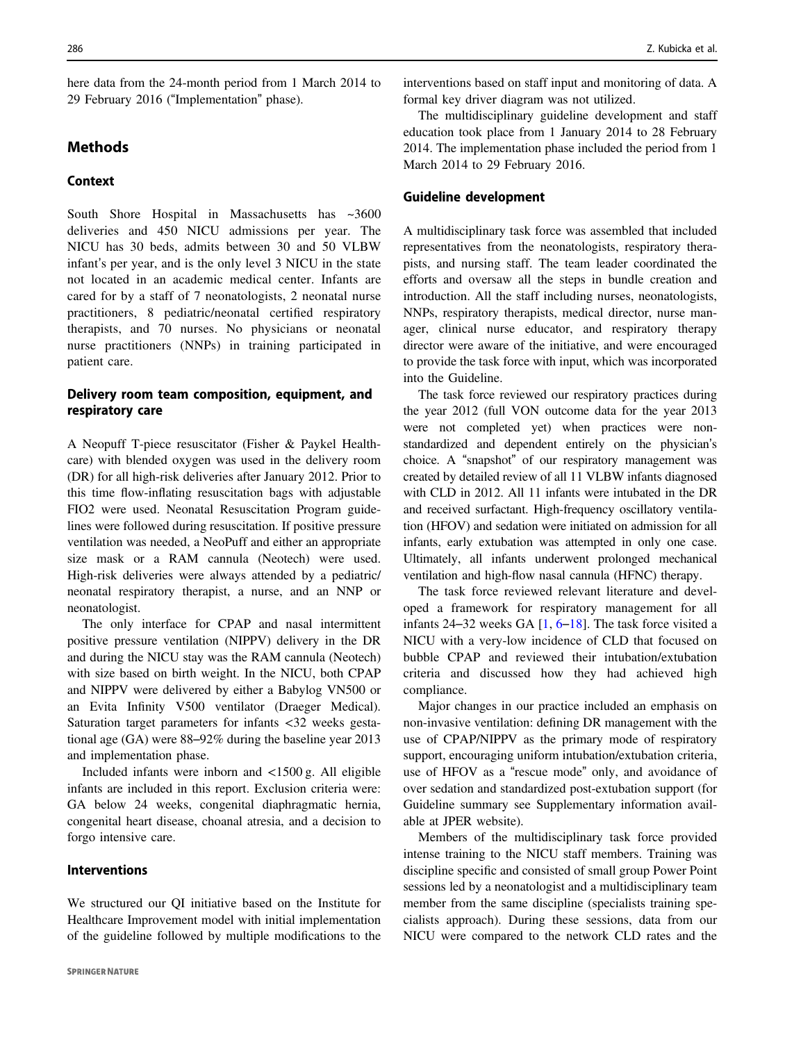here data from the 24-month period from 1 March 2014 to 29 February 2016 ("Implementation" phase).

## Methods

### Context

South Shore Hospital in Massachusetts has ~3600 deliveries and 450 NICU admissions per year. The NICU has 30 beds, admits between 30 and 50 VLBW infant's per year, and is the only level 3 NICU in the state not located in an academic medical center. Infants are cared for by a staff of 7 neonatologists, 2 neonatal nurse practitioners, 8 pediatric/neonatal certified respiratory therapists, and 70 nurses. No physicians or neonatal nurse practitioners (NNPs) in training participated in patient care.

### Delivery room team composition, equipment, and respiratory care

A Neopuff T-piece resuscitator (Fisher & Paykel Healthcare) with blended oxygen was used in the delivery room (DR) for all high-risk deliveries after January 2012. Prior to this time flow-inflating resuscitation bags with adjustable FIO2 were used. Neonatal Resuscitation Program guidelines were followed during resuscitation. If positive pressure ventilation was needed, a NeoPuff and either an appropriate size mask or a RAM cannula (Neotech) were used. High-risk deliveries were always attended by a pediatric/neonatal respiratory therapist, a nurse, and an NNP or neonatologist.

The only interface for CPAP and nasal intermittent positive pressure ventilation (NIPPV) delivery in the DR and during the NICU stay was the RAM cannula (Neotech) with size based on birth weight. In the NICU, both CPAP and NIPPV were delivered by either a Babylog VN500 or an Evita Infinity V500 ventilator (Draeger Medical). Saturation target parameters for infants <32 weeks gestational age (GA) were 88–92% during the baseline year 2013 and implementation phase.

Included infants were inborn and <1500 g. All eligible infants are included in this report. Exclusion criteria were: GA below 24 weeks, congenital diaphragmatic hernia, congenital heart disease, choanal atresia, and a decision to forgo intensive care.

### Interventions

We structured our QI initiative based on the Institute for Healthcare Improvement model with initial implementation of the guideline followed by multiple modifications to the interventions based on staff input and monitoring of data. A formal key driver diagram was not utilized.

The multidisciplinary guideline development and staff education took place from 1 January 2014 to 28 February 2014. The implementation phase included the period from 1 March 2014 to 29 February 2016.

### Guideline development

A multidisciplinary task force was assembled that included representatives from the neonatologists, respiratory therapists, and nursing staff. The team leader coordinated the efforts and oversaw all the steps in bundle creation and introduction. All the staff including nurses, neonatologists, NNPs, respiratory therapists, medical director, nurse manager, clinical nurse educator, and respiratory therapy director were aware of the initiative, and were encouraged to provide the task force with input, which was incorporated into the Guideline.

The task force reviewed our respiratory practices during the year 2012 (full VON outcome data for the year 2013 were not completed yet) when practices were non-standardized and dependent entirely on the physician's choice. A "snapshot" of our respiratory management was created by detailed review of all 11 VLBW infants diagnosed with CLD in 2012. All 11 infants were intubated in the DR and received surfactant. High-frequency oscillatory ventilation (HFOV) and sedation were initiated on admission for all infants, early extubation was attempted in only one case. Ultimately, all infants underwent prolonged mechanical ventilation and high-flow nasal cannula (HFNC) therapy.

The task force reviewed relevant literature and developed a framework for respiratory management for all infants 24–32 weeks GA [1, 6–18]. The task force visited a NICU with a very-low incidence of CLD that focused on bubble CPAP and reviewed their intubation/extubation criteria and discussed how they had achieved high compliance.

Major changes in our practice included an emphasis on non-invasive ventilation: defining DR management with the use of CPAP/NIPPV as the primary mode of respiratory support, encouraging uniform intubation/extubation criteria, use of HFOV as a "rescue mode" only, and avoidance of over sedation and standardized post-extubation support (for Guideline summary see Supplementary information available at JPER website).

Members of the multidisciplinary task force provided intense training to the NICU staff members. Training was discipline specific and consisted of small group Power Point sessions led by a neonatologist and a multidisciplinary team member from the same discipline (specialists training specialists approach). During these sessions, data from our NICU were compared to the network CLD rates and the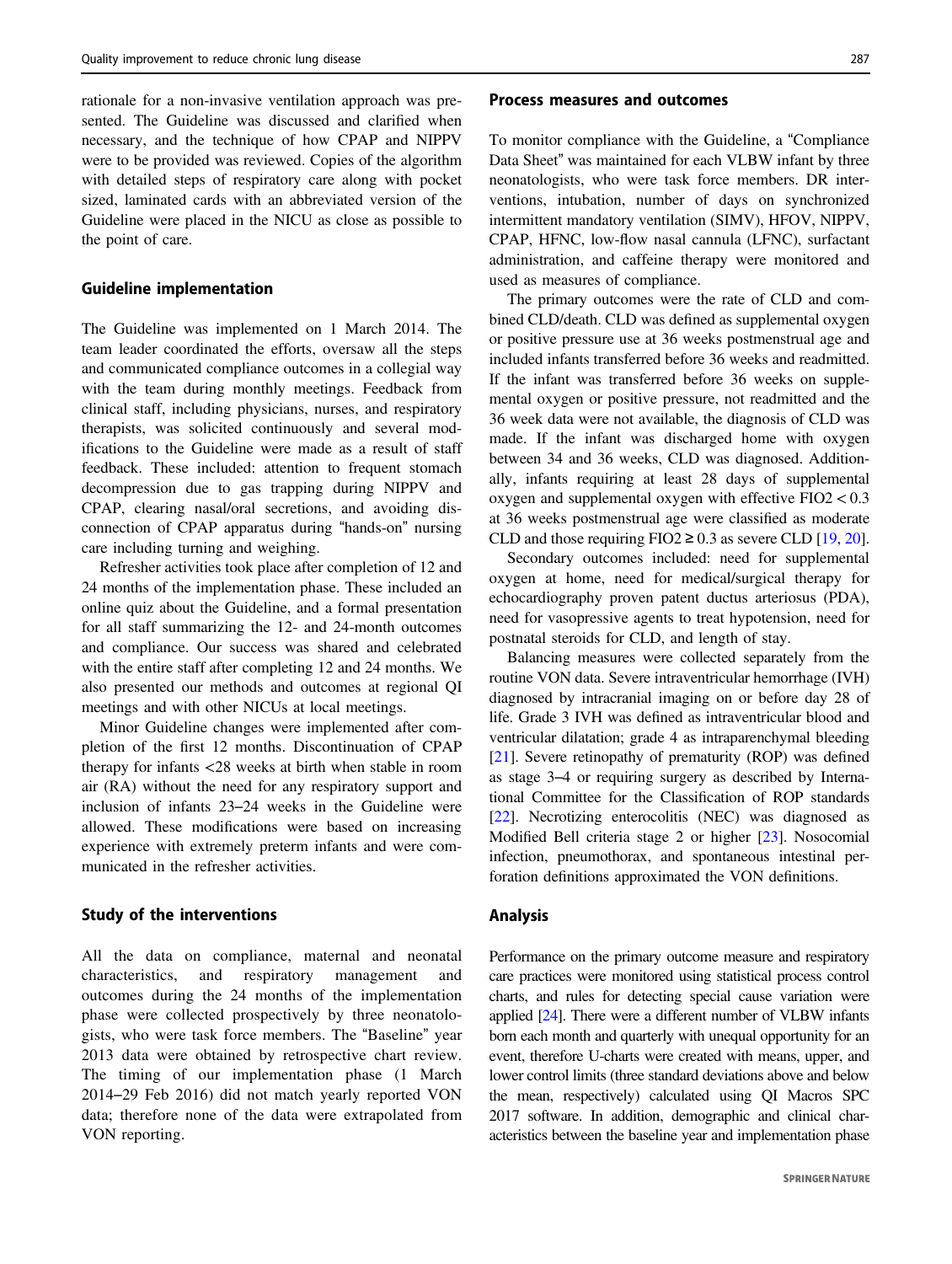rationale for a non-invasive ventilation approach was presented. The Guideline was discussed and clarified when necessary, and the technique of how CPAP and NIPPV were to be provided was reviewed. Copies of the algorithm with detailed steps of respiratory care along with pocket sized, laminated cards with an abbreviated version of the Guideline were placed in the NICU as close as possible to the point of care.

### Guideline implementation

The Guideline was implemented on 1 March 2014. The team leader coordinated the efforts, oversaw all the steps and communicated compliance outcomes in a collegial way with the team during monthly meetings. Feedback from clinical staff, including physicians, nurses, and respiratory therapists, was solicited continuously and several modifications to the Guideline were made as a result of staff feedback. These included: attention to frequent stomach decompression due to gas trapping during NIPPV and CPAP, clearing nasal/oral secretions, and avoiding disconnection of CPAP apparatus during "hands-on" nursing care including turning and weighing.

Refresher activities took place after completion of 12 and 24 months of the implementation phase. These included an online quiz about the Guideline, and a formal presentation for all staff summarizing the 12- and 24-month outcomes and compliance. Our success was shared and celebrated with the entire staff after completing 12 and 24 months. We also presented our methods and outcomes at regional QI meetings and with other NICUs at local meetings.

Minor Guideline changes were implemented after completion of the first 12 months. Discontinuation of CPAP therapy for infants <28 weeks at birth when stable in room air (RA) without the need for any respiratory support and inclusion of infants 23–24 weeks in the Guideline were allowed. These modifications were based on increasing experience with extremely preterm infants and were communicated in the refresher activities.

### Study of the interventions

All the data on compliance, maternal and neonatal characteristics, and respiratory management and outcomes during the 24 months of the implementation phase were collected prospectively by three neonatologists, who were task force members. The "Baseline" year 2013 data were obtained by retrospective chart review. The timing of our implementation phase (1 March 2014–29 Feb 2016) did not match yearly reported VON data; therefore none of the data were extrapolated from VON reporting.

### Process measures and outcomes

To monitor compliance with the Guideline, a "Compliance Data Sheet" was maintained for each VLBW infant by three neonatologists, who were task force members. DR interventions, intubation, number of days on synchronized intermittent mandatory ventilation (SIMV), HFOV, NIPPV, CPAP, HFNC, low-flow nasal cannula (LFNC), surfactant administration, and caffeine therapy were monitored and used as measures of compliance.

The primary outcomes were the rate of CLD and combined CLD/death. CLD was defined as supplemental oxygen or positive pressure use at 36 weeks postmenstrual age and included infants transferred before 36 weeks and readmitted. If the infant was transferred before 36 weeks on supplemental oxygen or positive pressure, not readmitted and the 36 week data were not available, the diagnosis of CLD was made. If the infant was discharged home with oxygen between 34 and 36 weeks, CLD was diagnosed. Additionally, infants requiring at least 28 days of supplemental oxygen and supplemental oxygen with effective $FIO2 < 0.3$ at 36 weeks postmenstrual age were classified as moderate CLD and those requiring $FIO2 \geq 0.3$ as severe CLD [19, 20].

Secondary outcomes included: need for supplemental oxygen at home, need for medical/surgical therapy for echocardiography proven patent ductus arteriosus (PDA), need for vasopressive agents to treat hypotension, need for postnatal steroids for CLD, and length of stay.

Balancing measures were collected separately from the routine VON data. Severe intraventricular hemorrhage (IVH) diagnosed by intracranial imaging on or before day 28 of life. Grade 3 IVH was defined as intraventricular blood and ventricular dilatation; grade 4 as intraparenchymal bleeding [21]. Severe retinopathy of prematurity (ROP) was defined as stage 3–4 or requiring surgery as described by International Committee for the Classification of ROP standards [22]. Necrotizing enterocolitis (NEC) was diagnosed as Modified Bell criteria stage 2 or higher [23]. Nosocomial infection, pneumothorax, and spontaneous intestinal perforation definitions approximated the VON definitions.

### Analysis

Performance on the primary outcome measure and respiratory care practices were monitored using statistical process control charts, and rules for detecting special cause variation were applied [24]. There were a different number of VLBW infants born each month and quarterly with unequal opportunity for an event, therefore U-charts were created with means, upper, and lower control limits (three standard deviations above and below the mean, respectively) calculated using QI Macros SPC 2017 software. In addition, demographic and clinical characteristics between the baseline year and implementation phase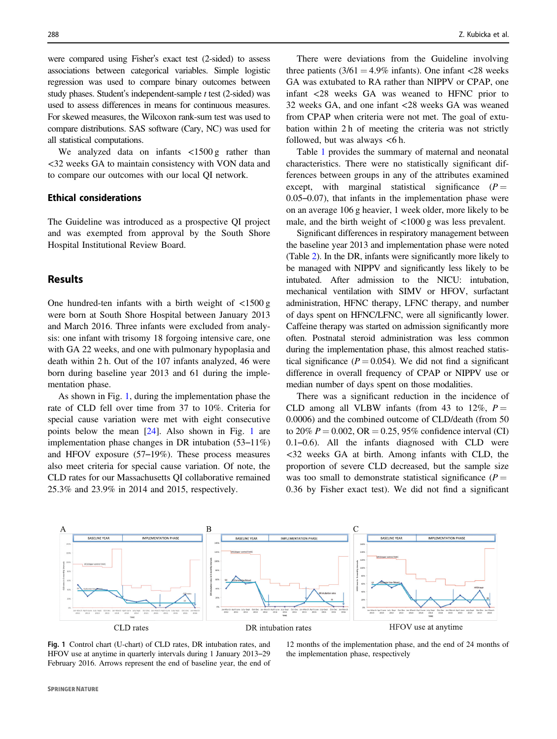were compared using Fisher's exact test (2-sided) to assess associations between categorical variables. Simple logistic regression was used to compare binary outcomes between study phases. Student's independent-sample $t$ test (2-sided) was used to assess differences in means for continuous measures. For skewed measures, the Wilcoxon rank-sum test was used to compare distributions. SAS software (Cary, NC) was used for all statistical computations.

We analyzed data on infants <1500 g rather than <32 weeks GA to maintain consistency with VON data and to compare our outcomes with our local QI network.

## Ethical considerations

The Guideline was introduced as a prospective QI project and was exempted from approval by the South Shore Hospital Institutional Review Board.

## Results

One hundred-ten infants with a birth weight of <1500 g were born at South Shore Hospital between January 2013 and March 2016. Three infants were excluded from analysis: one infant with trisomy 18 forgoing intensive care, one with GA 22 weeks, and one with pulmonary hypoplasia and death within 2 h. Out of the 107 infants analyzed, 46 were born during baseline year 2013 and 61 during the implementation phase.

As shown in Fig. 1, during the implementation phase the rate of CLD fell over time from 37 to 10%. Criteria for special cause variation were met with eight consecutive points below the mean [24]. Also shown in Fig. 1 are implementation phase changes in DR intubation (53–11%) and HFOV exposure (57–19%). These process measures also meet criteria for special cause variation. Of note, the CLD rates for our Massachusetts QI collaborative remained 25.3% and 23.9% in 2014 and 2015, respectively.

There were deviations from the Guideline involving three patients (3/61 = 4.9% infants). One infant <28 weeks GA was extubated to RA rather than NIPPV or CPAP, one infant <28 weeks GA was weaned to HFNC prior to 32 weeks GA, and one infant <28 weeks GA was weaned from CPAP when criteria were not met. The goal of extubation within 2 h of meeting the criteria was not strictly followed, but was always <6 h.

Table 1 provides the summary of maternal and neonatal characteristics. There were no statistically significant differences between groups in any of the attributes examined except, with marginal statistical significance ($P$ = 0.05–0.07), that infants in the implementation phase were on an average 106 g heavier, 1 week older, more likely to be male, and the birth weight of <1000 g was less prevalent.

Significant differences in respiratory management between the baseline year 2013 and implementation phase were noted (Table 2). In the DR, infants were significantly more likely to be managed with NIPPV and significantly less likely to be intubated. After admission to the NICU: intubation, mechanical ventilation with SIMV or HFOV, surfactant administration, HFNC therapy, LFNC therapy, and number of days spent on HFNC/LFNC, were all significantly lower. Caffeine therapy was started on admission significantly more often. Postnatal steroid administration was less common during the implementation phase, this almost reached statistical significance ($P$ = 0.054). We did not find a significant difference in overall frequency of CPAP or NIPPV use or median number of days spent on those modalities.

There was a significant reduction in the incidence of CLD among all VLBW infants (from 43 to 12%, $P$ = 0.0006) and the combined outcome of CLD/death (from 50 to 20% $P$ = 0.002, OR = 0.25, 95% confidence interval (CI) 0.1–0.6). All the infants diagnosed with CLD were <32 weeks GA at birth. Among infants with CLD, the proportion of severe CLD decreased, but the sample size was too small to demonstrate statistical significance ($P$ = 0.36 by Fisher exact test). We did not find a significant

A — CLD rates; B — DR intubation rates; C — HFOV use at anytime

**Fig. 1** Control chart (U-chart) of CLD rates, DR intubation rates, and HFOV use at anytime in quarterly intervals during 1 January 2013–29 February 2016. Arrows represent the end of baseline year, the end of 12 months of the implementation phase, and the end of 24 months of the implementation phase, respectively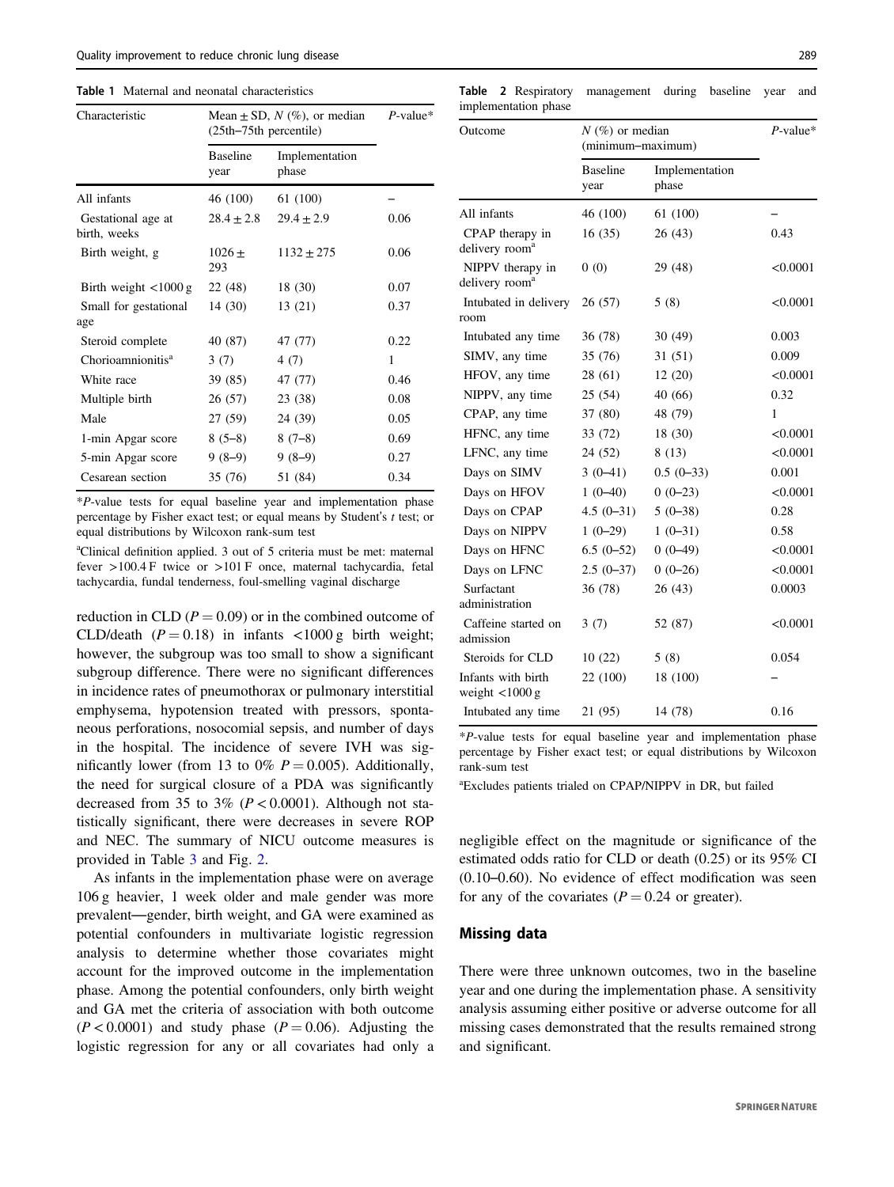**Table 1** Maternal and neonatal characteristics

| Characteristic | Mean ± SD, N (%), or median (25th–75th percentile) | | P-value* |
|---|---|---|---|
| | Baseline year | Implementation phase | |
| All infants | 46 (100) | 61 (100) | – |
| Gestational age at birth, weeks | 28.4 ± 2.8 | 29.4 ± 2.9 | 0.06 |
| Birth weight, g | 1026 ± 293 | 1132 ± 275 | 0.06 |
| Birth weight <1000 g | 22 (48) | 18 (30) | 0.07 |
| Small for gestational age | 14 (30) | 13 (21) | 0.37 |
| Steroid complete | 40 (87) | 47 (77) | 0.22 |
| Chorioamnionitis[a] | 3 (7) | 4 (7) | 1 |
| White race | 39 (85) | 47 (77) | 0.46 |
| Multiple birth | 26 (57) | 23 (38) | 0.08 |
| Male | 27 (59) | 24 (39) | 0.05 |
| 1-min Apgar score | 8 (5–8) | 8 (7–8) | 0.69 |
| 5-min Apgar score | 9 (8–9) | 9 (8–9) | 0.27 |
| Cesarean section | 35 (76) | 51 (84) | 0.34 |

*P-value tests for equal baseline year and implementation phase percentage by Fisher exact test; or equal means by Student's t test; or equal distributions by Wilcoxon rank-sum test

[a]Clinical definition applied. 3 out of 5 criteria must be met: maternal fever >100.4 F twice or >101 F once, maternal tachycardia, fetal tachycardia, fundal tenderness, foul-smelling vaginal discharge

reduction in CLD ($P = 0.09$) or in the combined outcome of CLD/death ($P = 0.18$) in infants <1000 g birth weight; however, the subgroup was too small to show a significant subgroup difference. There were no significant differences in incidence rates of pneumothorax or pulmonary interstitial emphysema, hypotension treated with pressors, spontaneous perforations, nosocomial sepsis, and number of days in the hospital. The incidence of severe IVH was significantly lower (from 13 to 0% $P = 0.005$). Additionally, the need for surgical closure of a PDA was significantly decreased from 35 to 3% ($P < 0.0001$). Although not statistically significant, there were decreases in severe ROP and NEC. The summary of NICU outcome measures is provided in Table 3 and Fig. 2.

As infants in the implementation phase were on average 106 g heavier, 1 week older and male gender was more prevalent—gender, birth weight, and GA were examined as potential confounders in multivariate logistic regression analysis to determine whether those covariates might account for the improved outcome in the implementation phase. Among the potential confounders, only birth weight and GA met the criteria of association with both outcome ($P < 0.0001$) and study phase ($P = 0.06$). Adjusting the logistic regression for any or all covariates had only a negligible effect on the magnitude or significance of the estimated odds ratio for CLD or death (0.25) or its 95% CI (0.10–0.60). No evidence of effect modification was seen for any of the covariates ($P = 0.24$ or greater).

**Table 2** Respiratory management during baseline year and implementation phase

| Outcome | N (%) or median (minimum–maximum) | | P-value* |
|---|---|---|---|
| | Baseline year | Implementation phase | |
| All infants | 46 (100) | 61 (100) | – |
| CPAP therapy in delivery room[a] | 16 (35) | 26 (43) | 0.43 |
| NIPPV therapy in delivery room[a] | 0 (0) | 29 (48) | <0.0001 |
| Intubated in delivery room | 26 (57) | 5 (8) | <0.0001 |
| Intubated any time | 36 (78) | 30 (49) | 0.003 |
| SIMV, any time | 35 (76) | 31 (51) | 0.009 |
| HFOV, any time | 28 (61) | 12 (20) | <0.0001 |
| NIPPV, any time | 25 (54) | 40 (66) | 0.32 |
| CPAP, any time | 37 (80) | 48 (79) | 1 |
| HFNC, any time | 33 (72) | 18 (30) | <0.0001 |
| LFNC, any time | 24 (52) | 8 (13) | <0.0001 |
| Days on SIMV | 3 (0–41) | 0.5 (0–33) | 0.001 |
| Days on HFOV | 1 (0–40) | 0 (0–23) | <0.0001 |
| Days on CPAP | 4.5 (0–31) | 5 (0–38) | 0.28 |
| Days on NIPPV | 1 (0–29) | 1 (0–31) | 0.58 |
| Days on HFNC | 6.5 (0–52) | 0 (0–49) | <0.0001 |
| Days on LFNC | 2.5 (0–37) | 0 (0–26) | <0.0001 |
| Surfactant administration | 36 (78) | 26 (43) | 0.0003 |
| Caffeine started on admission | 3 (7) | 52 (87) | <0.0001 |
| Steroids for CLD | 10 (22) | 5 (8) | 0.054 |
| Infants with birth weight <1000 g | 22 (100) | 18 (100) | – |
| Intubated any time | 21 (95) | 14 (78) | 0.16 |

*P-value tests for equal baseline year and implementation phase percentage by Fisher exact test; or equal distributions by Wilcoxon rank-sum test

[a]Excludes patients trialed on CPAP/NIPPV in DR, but failed

## Missing data

There were three unknown outcomes, two in the baseline year and one during the implementation phase. A sensitivity analysis assuming either positive or adverse outcome for all missing cases demonstrated that the results remained strong and significant.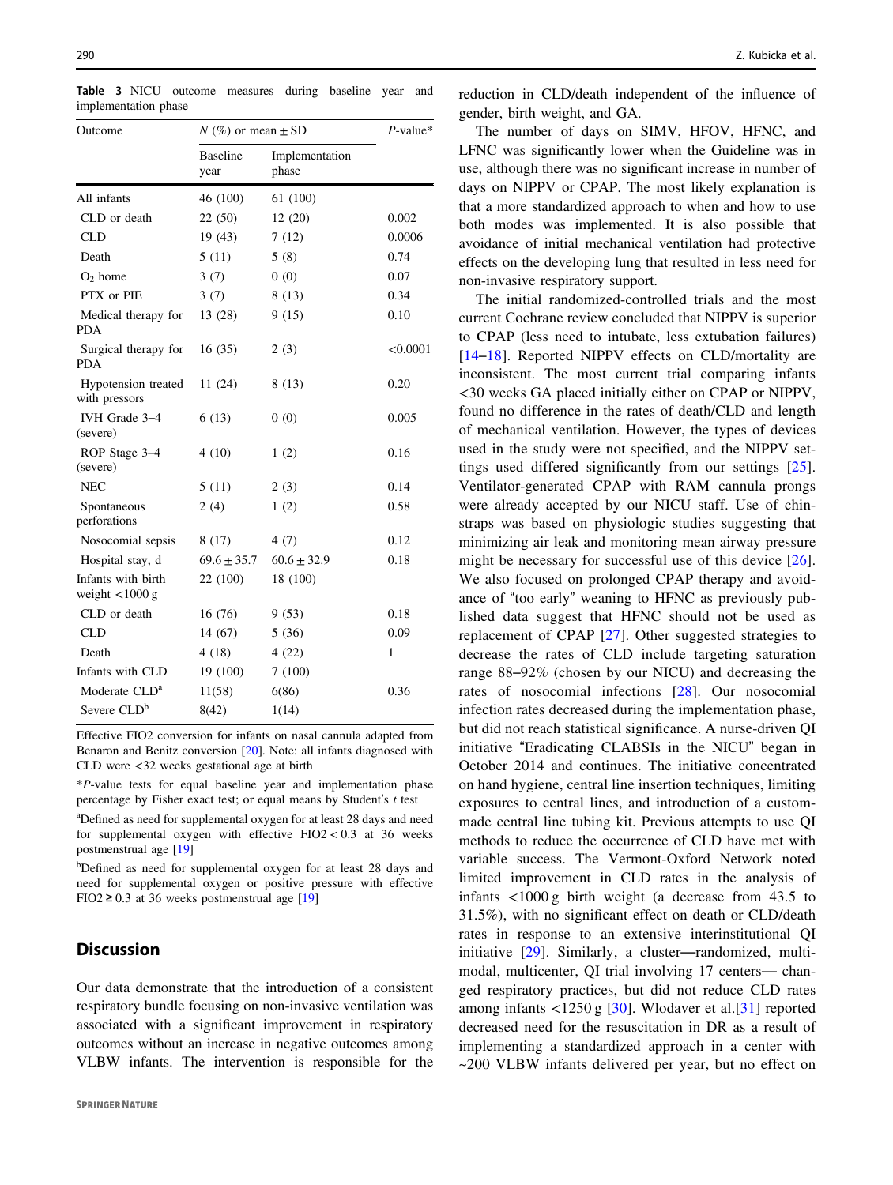**Table 3** NICU outcome measures during baseline year and implementation phase

| Outcome | N (%) or mean ± SD | | P-value* |
|---|---|---|---|
| | Baseline year | Implementation phase | |
| All infants | 46 (100) | 61 (100) | |
| CLD or death | 22 (50) | 12 (20) | 0.002 |
| CLD | 19 (43) | 7 (12) | 0.0006 |
| Death | 5 (11) | 5 (8) | 0.74 |
| $O_2$ home | 3 (7) | 0 (0) | 0.07 |
| PTX or PIE | 3 (7) | 8 (13) | 0.34 |
| Medical therapy for PDA | 13 (28) | 9 (15) | 0.10 |
| Surgical therapy for PDA | 16 (35) | 2 (3) | <0.0001 |
| Hypotension treated with pressors | 11 (24) | 8 (13) | 0.20 |
| IVH Grade 3–4 (severe) | 6 (13) | 0 (0) | 0.005 |
| ROP Stage 3–4 (severe) | 4 (10) | 1 (2) | 0.16 |
| NEC | 5 (11) | 2 (3) | 0.14 |
| Spontaneous perforations | 2 (4) | 1 (2) | 0.58 |
| Nosocomial sepsis | 8 (17) | 4 (7) | 0.12 |
| Hospital stay, d | 69.6 ± 35.7 | 60.6 ± 32.9 | 0.18 |
| Infants with birth weight <1000 g | 22 (100) | 18 (100) | |
| CLD or death | 16 (76) | 9 (53) | 0.18 |
| CLD | 14 (67) | 5 (36) | 0.09 |
| Death | 4 (18) | 4 (22) | 1 |
| Infants with CLD | 19 (100) | 7 (100) | |
| Moderate CLD[a] | 11(58) | 6(86) | 0.36 |
| Severe CLD[b] | 8(42) | 1(14) | |

Effective FIO2 conversion for infants on nasal cannula adapted from Benaron and Benitz conversion [20]. Note: all infants diagnosed with CLD were <32 weeks gestational age at birth

*P-value tests for equal baseline year and implementation phase percentage by Fisher exact test; or equal means by Student's t test

[a]Defined as need for supplemental oxygen for at least 28 days and need for supplemental oxygen with effective FIO2 < 0.3 at 36 weeks postmenstrual age [19]

[b]Defined as need for supplemental oxygen for at least 28 days and need for supplemental oxygen or positive pressure with effective FIO2 ≥ 0.3 at 36 weeks postmenstrual age [19]

## Discussion

Our data demonstrate that the introduction of a consistent respiratory bundle focusing on non-invasive ventilation was associated with a significant improvement in respiratory outcomes without an increase in negative outcomes among VLBW infants. The intervention is responsible for the reduction in CLD/death independent of the influence of gender, birth weight, and GA.

The number of days on SIMV, HFOV, HFNC, and LFNC was significantly lower when the Guideline was in use, although there was no significant increase in number of days on NIPPV or CPAP. The most likely explanation is that a more standardized approach to when and how to use both modes was implemented. It is also possible that avoidance of initial mechanical ventilation had protective effects on the developing lung that resulted in less need for non-invasive respiratory support.

The initial randomized-controlled trials and the most current Cochrane review concluded that NIPPV is superior to CPAP (less need to intubate, less extubation failures) [14–18]. Reported NIPPV effects on CLD/mortality are inconsistent. The most current trial comparing infants <30 weeks GA placed initially either on CPAP or NIPPV, found no difference in the rates of death/CLD and length of mechanical ventilation. However, the types of devices used in the study were not specified, and the NIPPV settings used differed significantly from our settings [25]. Ventilator-generated CPAP with RAM cannula prongs were already accepted by our NICU staff. Use of chinstraps was based on physiologic studies suggesting that minimizing air leak and monitoring mean airway pressure might be necessary for successful use of this device [26]. We also focused on prolonged CPAP therapy and avoidance of "too early" weaning to HFNC as previously published data suggest that HFNC should not be used as replacement of CPAP [27]. Other suggested strategies to decrease the rates of CLD include targeting saturation range 88–92% (chosen by our NICU) and decreasing the rates of nosocomial infections [28]. Our nosocomial infection rates decreased during the implementation phase, but did not reach statistical significance. A nurse-driven QI initiative "Eradicating CLABSIs in the NICU" began in October 2014 and continues. The initiative concentrated on hand hygiene, central line insertion techniques, limiting exposures to central lines, and introduction of a custom-made central line tubing kit. Previous attempts to use QI methods to reduce the occurrence of CLD have met with variable success. The Vermont-Oxford Network noted limited improvement in CLD rates in the analysis of infants <1000 g birth weight (a decrease from 43.5 to 31.5%), with no significant effect on death or CLD/death rates in response to an extensive interinstitutional QI initiative [29]. Similarly, a cluster—randomized, multi-modal, multicenter, QI trial involving 17 centers— changed respiratory practices, but did not reduce CLD rates among infants <1250 g [30]. Wlodaver et al.[31] reported decreased need for the resuscitation in DR as a result of implementing a standardized approach in a center with ~200 VLBW infants delivered per year, but no effect on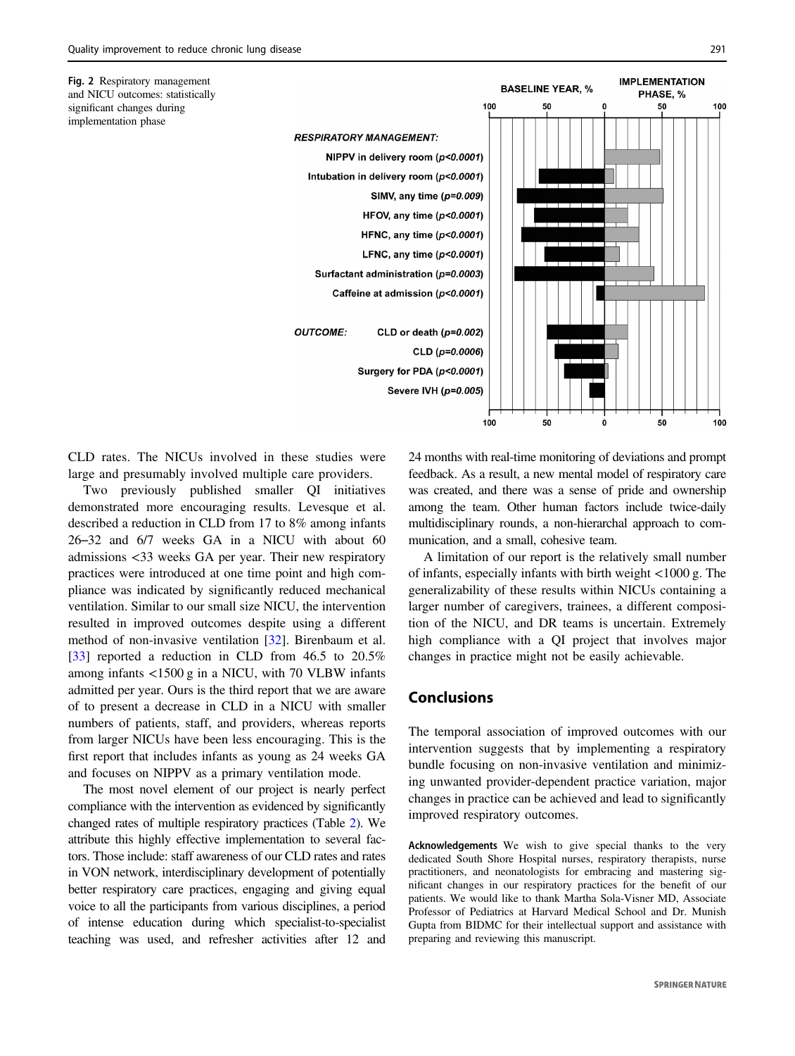Fig. 2 Respiratory management and NICU outcomes: statistically significant changes during implementation phase

CLD rates. The NICUs involved in these studies were large and presumably involved multiple care providers.

Two previously published smaller QI initiatives demonstrated more encouraging results. Levesque et al. described a reduction in CLD from 17 to 8% among infants 26–32 and 6/7 weeks GA in a NICU with about 60 admissions <33 weeks GA per year. Their new respiratory practices were introduced at one time point and high compliance was indicated by significantly reduced mechanical ventilation. Similar to our small size NICU, the intervention resulted in improved outcomes despite using a different method of non-invasive ventilation [32]. Birenbaum et al. [33] reported a reduction in CLD from 46.5 to 20.5% among infants <1500 g in a NICU, with 70 VLBW infants admitted per year. Ours is the third report that we are aware of to present a decrease in CLD in a NICU with smaller numbers of patients, staff, and providers, whereas reports from larger NICUs have been less encouraging. This is the first report that includes infants as young as 24 weeks GA and focuses on NIPPV as a primary ventilation mode.

The most novel element of our project is nearly perfect compliance with the intervention as evidenced by significantly changed rates of multiple respiratory practices (Table 2). We attribute this highly effective implementation to several factors. Those include: staff awareness of our CLD rates and rates in VON network, interdisciplinary development of potentially better respiratory care practices, engaging and giving equal voice to all the participants from various disciplines, a period of intense education during which specialist-to-specialist teaching was used, and refresher activities after 12 and 24 months with real-time monitoring of deviations and prompt feedback. As a result, a new mental model of respiratory care was created, and there was a sense of pride and ownership among the team. Other human factors include twice-daily multidisciplinary rounds, a non-hierarchal approach to communication, and a small, cohesive team.

A limitation of our report is the relatively small number of infants, especially infants with birth weight <1000 g. The generalizability of these results within NICUs containing a larger number of caregivers, trainees, a different composition of the NICU, and DR teams is uncertain. Extremely high compliance with a QI project that involves major changes in practice might not be easily achievable.

## Conclusions

The temporal association of improved outcomes with our intervention suggests that by implementing a respiratory bundle focusing on non-invasive ventilation and minimizing unwanted provider-dependent practice variation, major changes in practice can be achieved and lead to significantly improved respiratory outcomes.

**Acknowledgements** We wish to give special thanks to the very dedicated South Shore Hospital nurses, respiratory therapists, nurse practitioners, and neonatologists for embracing and mastering significant changes in our respiratory practices for the benefit of our patients. We would like to thank Martha Sola-Visner MD, Associate Professor of Pediatrics at Harvard Medical School and Dr. Munish Gupta from BIDMC for their intellectual support and assistance with preparing and reviewing this manuscript.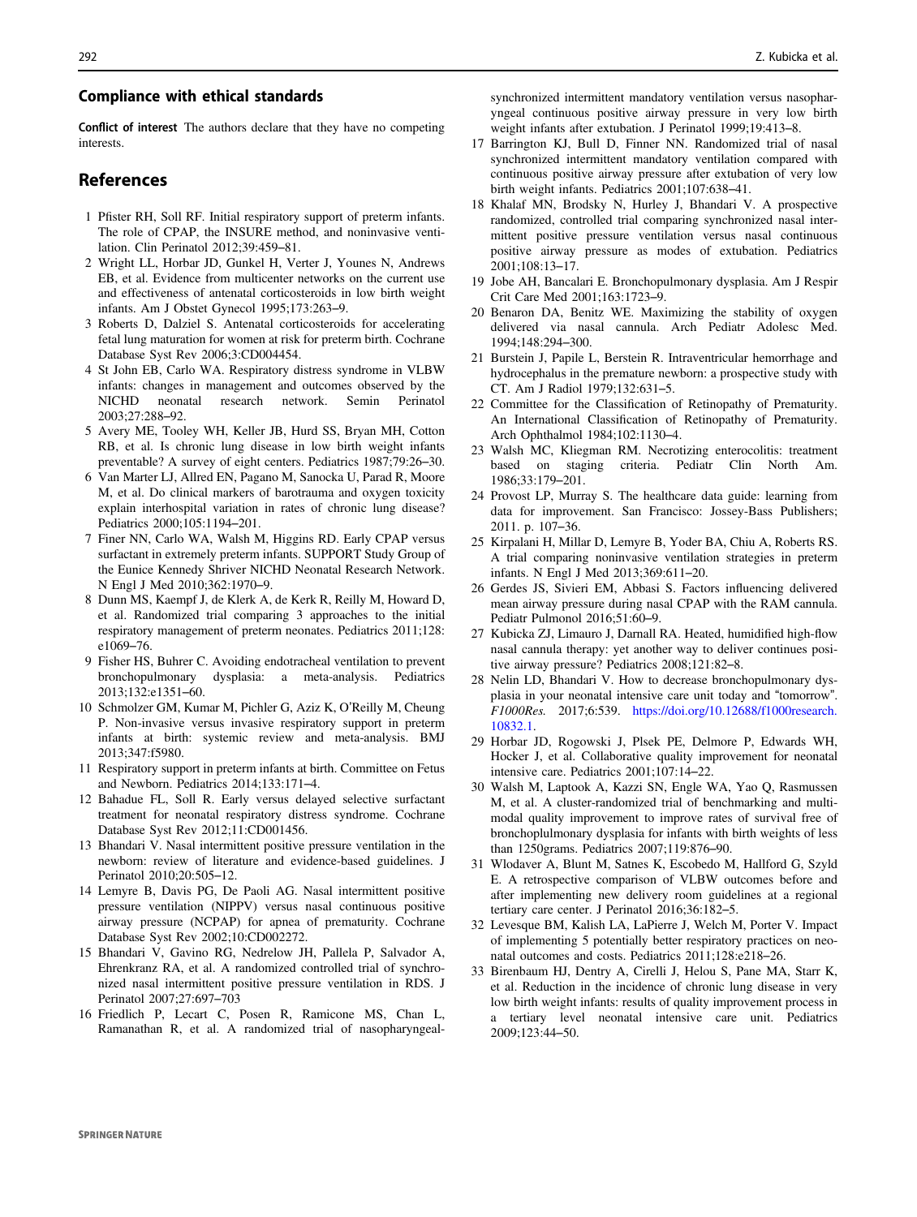## Compliance with ethical standards

**Conflict of interest** The authors declare that they have no competing interests.

## References

1. Pfister RH, Soll RF. Initial respiratory support of preterm infants. The role of CPAP, the INSURE method, and noninvasive ventilation. Clin Perinatol 2012;39:459–81.
2. Wright LL, Horbar JD, Gunkel H, Verter J, Younes N, Andrews EB, et al. Evidence from multicenter networks on the current use and effectiveness of antenatal corticosteroids in low birth weight infants. Am J Obstet Gynecol 1995;173:263–9.
3. Roberts D, Dalziel S. Antenatal corticosteroids for accelerating fetal lung maturation for women at risk for preterm birth. Cochrane Database Syst Rev 2006;3:CD004454.
4. St John EB, Carlo WA. Respiratory distress syndrome in VLBW infants: changes in management and outcomes observed by the NICHD neonatal research network. Semin Perinatol 2003;27:288–92.
5. Avery ME, Tooley WH, Keller JB, Hurd SS, Bryan MH, Cotton RB, et al. Is chronic lung disease in low birth weight infants preventable? A survey of eight centers. Pediatrics 1987;79:26–30.
6. Van Marter LJ, Allred EN, Pagano M, Sanocka U, Parad R, Moore M, et al. Do clinical markers of barotrauma and oxygen toxicity explain interhospital variation in rates of chronic lung disease? Pediatrics 2000;105:1194–201.
7. Finer NN, Carlo WA, Walsh M, Higgins RD. Early CPAP versus surfactant in extremely preterm infants. SUPPORT Study Group of the Eunice Kennedy Shriver NICHD Neonatal Research Network. N Engl J Med 2010;362:1970–9.
8. Dunn MS, Kaempf J, de Klerk A, de Kerk R, Reilly M, Howard D, et al. Randomized trial comparing 3 approaches to the initial respiratory management of preterm neonates. Pediatrics 2011;128: e1069–76.
9. Fisher HS, Buhrer C. Avoiding endotracheal ventilation to prevent bronchopulmonary dysplasia: a meta-analysis. Pediatrics 2013;132:e1351–60.
10. Schmolzer GM, Kumar M, Pichler G, Aziz K, O'Reilly M, Cheung P. Non-invasive versus invasive respiratory support in preterm infants at birth: systemic review and meta-analysis. BMJ 2013;347:f5980.
11. Respiratory support in preterm infants at birth. Committee on Fetus and Newborn. Pediatrics 2014;133:171–4.
12. Bahadue FL, Soll R. Early versus delayed selective surfactant treatment for neonatal respiratory distress syndrome. Cochrane Database Syst Rev 2012;11:CD001456.
13. Bhandari V. Nasal intermittent positive pressure ventilation in the newborn: review of literature and evidence-based guidelines. J Perinatol 2010;20:505–12.
14. Lemyre B, Davis PG, De Paoli AG. Nasal intermittent positive pressure ventilation (NIPPV) versus nasal continuous positive airway pressure (NCPAP) for apnea of prematurity. Cochrane Database Syst Rev 2002;10:CD002272.
15. Bhandari V, Gavino RG, Nedrelow JH, Pallela P, Salvador A, Ehrenkranz RA, et al. A randomized controlled trial of synchronized nasal intermittent positive pressure ventilation in RDS. J Perinatol 2007;27:697–703
16. Friedlich P, Lecart C, Posen R, Ramicone MS, Chan L, Ramanathan R, et al. A randomized trial of nasopharyngeal-synchronized intermittent mandatory ventilation versus nasopharyngeal continuous positive airway pressure in very low birth weight infants after extubation. J Perinatol 1999;19:413–8.
17. Barrington KJ, Bull D, Finner NN. Randomized trial of nasal synchronized intermittent mandatory ventilation compared with continuous positive airway pressure after extubation of very low birth weight infants. Pediatrics 2001;107:638–41.
18. Khalaf MN, Brodsky N, Hurley J, Bhandari V. A prospective randomized, controlled trial comparing synchronized nasal intermittent positive pressure ventilation versus nasal continuous positive airway pressure as modes of extubation. Pediatrics 2001;108:13–17.
19. Jobe AH, Bancalari E. Bronchopulmonary dysplasia. Am J Respir Crit Care Med 2001;163:1723–9.
20. Benaron DA, Benitz WE. Maximizing the stability of oxygen delivered via nasal cannula. Arch Pediatr Adolesc Med. 1994;148:294–300.
21. Burstein J, Papile L, Berstein R. Intraventricular hemorrhage and hydrocephalus in the premature newborn: a prospective study with CT. Am J Radiol 1979;132:631–5.
22. Committee for the Classification of Retinopathy of Prematurity. An International Classification of Retinopathy of Prematurity. Arch Ophthalmol 1984;102:1130–4.
23. Walsh MC, Kliegman RM. Necrotizing enterocolitis: treatment based on staging criteria. Pediatr Clin North Am. 1986;33:179–201.
24. Provost LP, Murray S. The healthcare data guide: learning from data for improvement. San Francisco: Jossey-Bass Publishers; 2011. p. 107–36.
25. Kirpalani H, Millar D, Lemyre B, Yoder BA, Chiu A, Roberts RS. A trial comparing noninvasive ventilation strategies in preterm infants. N Engl J Med 2013;369:611–20.
26. Gerdes JS, Sivieri EM, Abbasi S. Factors influencing delivered mean airway pressure during nasal CPAP with the RAM cannula. Pediatr Pulmonol 2016;51:60–9.
27. Kubicka ZJ, Limauro J, Darnall RA. Heated, humidified high-flow nasal cannula therapy: yet another way to deliver continues positive airway pressure? Pediatrics 2008;121:82–8.
28. Nelin LD, Bhandari V. How to decrease bronchopulmonary dysplasia in your neonatal intensive care unit today and "tomorrow". *F1000Res.* 2017;6:539. https://doi.org/10.12688/f1000research.10832.1.
29. Horbar JD, Rogowski J, Plsek PE, Delmore P, Edwards WH, Hocker J, et al. Collaborative quality improvement for neonatal intensive care. Pediatrics 2001;107:14–22.
30. Walsh M, Laptook A, Kazzi SN, Engle WA, Yao Q, Rasmussen M, et al. A cluster-randomized trial of benchmarking and multimodal quality improvement to improve rates of survival free of bronchoplulmonary dysplasia for infants with birth weights of less than 1250grams. Pediatrics 2007;119:876–90.
31. Wlodaver A, Blunt M, Satnes K, Escobedo M, Hallford G, Szyld E. A retrospective comparison of VLBW outcomes before and after implementing new delivery room guidelines at a regional tertiary care center. J Perinatol 2016;36:182–5.
32. Levesque BM, Kalish LA, LaPierre J, Welch M, Porter V. Impact of implementing 5 potentially better respiratory practices on neonatal outcomes and costs. Pediatrics 2011;128:e218–26.
33. Birenbaum HJ, Dentry A, Cirelli J, Helou S, Pane MA, Starr K, et al. Reduction in the incidence of chronic lung disease in very low birth weight infants: results of quality improvement process in a tertiary level neonatal intensive care unit. Pediatrics 2009;123:44–50.